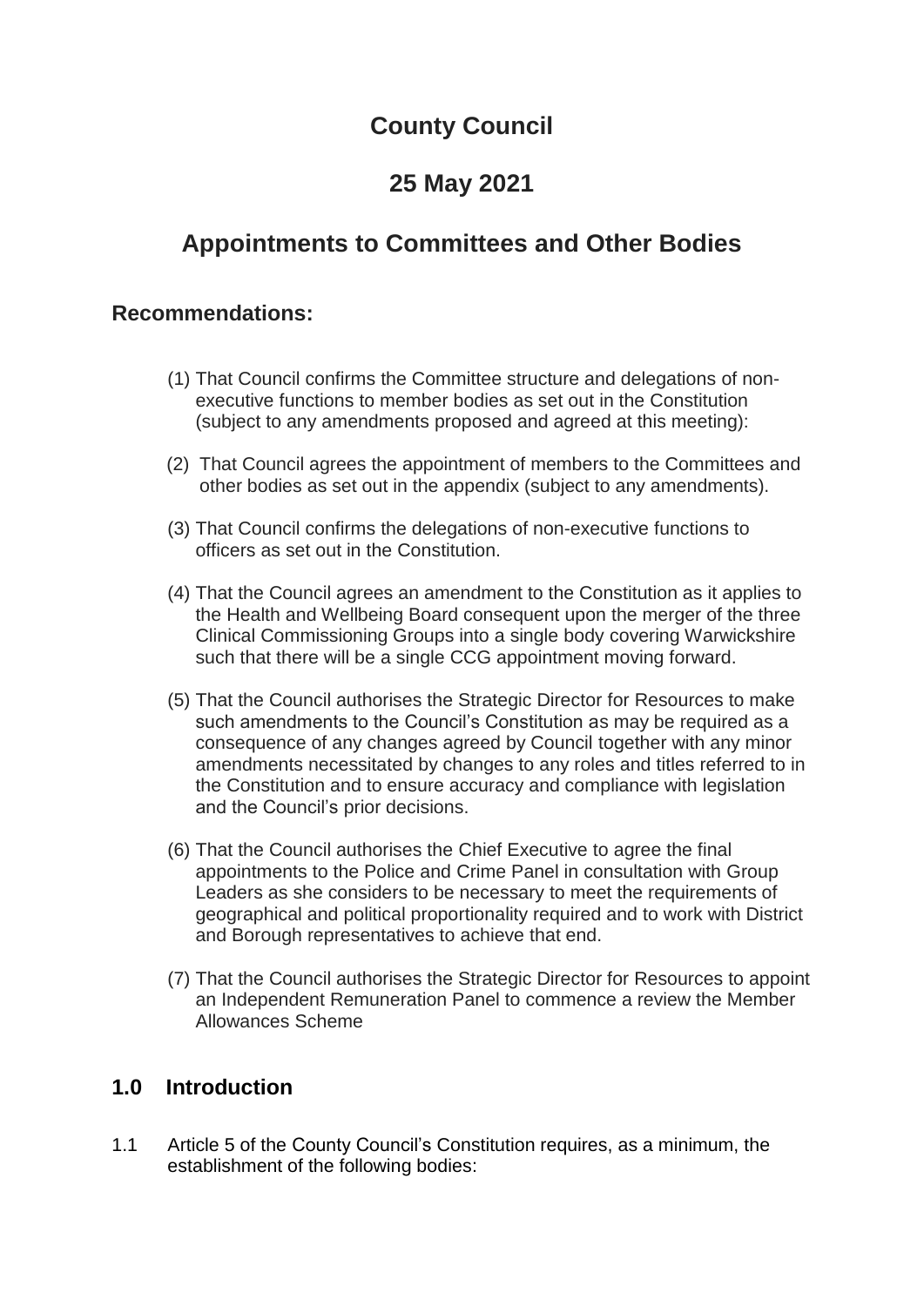# County Council

## 25 May 2021

# Appointments to Committees and Other Bodies

## Recommendations:

(1) That Council confirms the Committee structure and delegations of non-executive functions to member bodies as set out in the Constitution (subject to any amendments proposed and agreed at this meeting):

(2) That Council agrees the appointment of members to the Committees and other bodies as set out in the appendix (subject to any amendments).

(3) That Council confirms the delegations of non-executive functions to officers as set out in the Constitution.

(4) That the Council agrees an amendment to the Constitution as it applies to the Health and Wellbeing Board consequent upon the merger of the three Clinical Commissioning Groups into a single body covering Warwickshire such that there will be a single CCG appointment moving forward.

(5) That the Council authorises the Strategic Director for Resources to make such amendments to the Council's Constitution as may be required as a consequence of any changes agreed by Council together with any minor amendments necessitated by changes to any roles and titles referred to in the Constitution and to ensure accuracy and compliance with legislation and the Council's prior decisions.

(6) That the Council authorises the Chief Executive to agree the final appointments to the Police and Crime Panel in consultation with Group Leaders as she considers to be necessary to meet the requirements of geographical and political proportionality required and to work with District and Borough representatives to achieve that end.

(7) That the Council authorises the Strategic Director for Resources to appoint an Independent Remuneration Panel to commence a review the Member Allowances Scheme

## 1.0 Introduction

1.1 Article 5 of the County Council's Constitution requires, as a minimum, the establishment of the following bodies: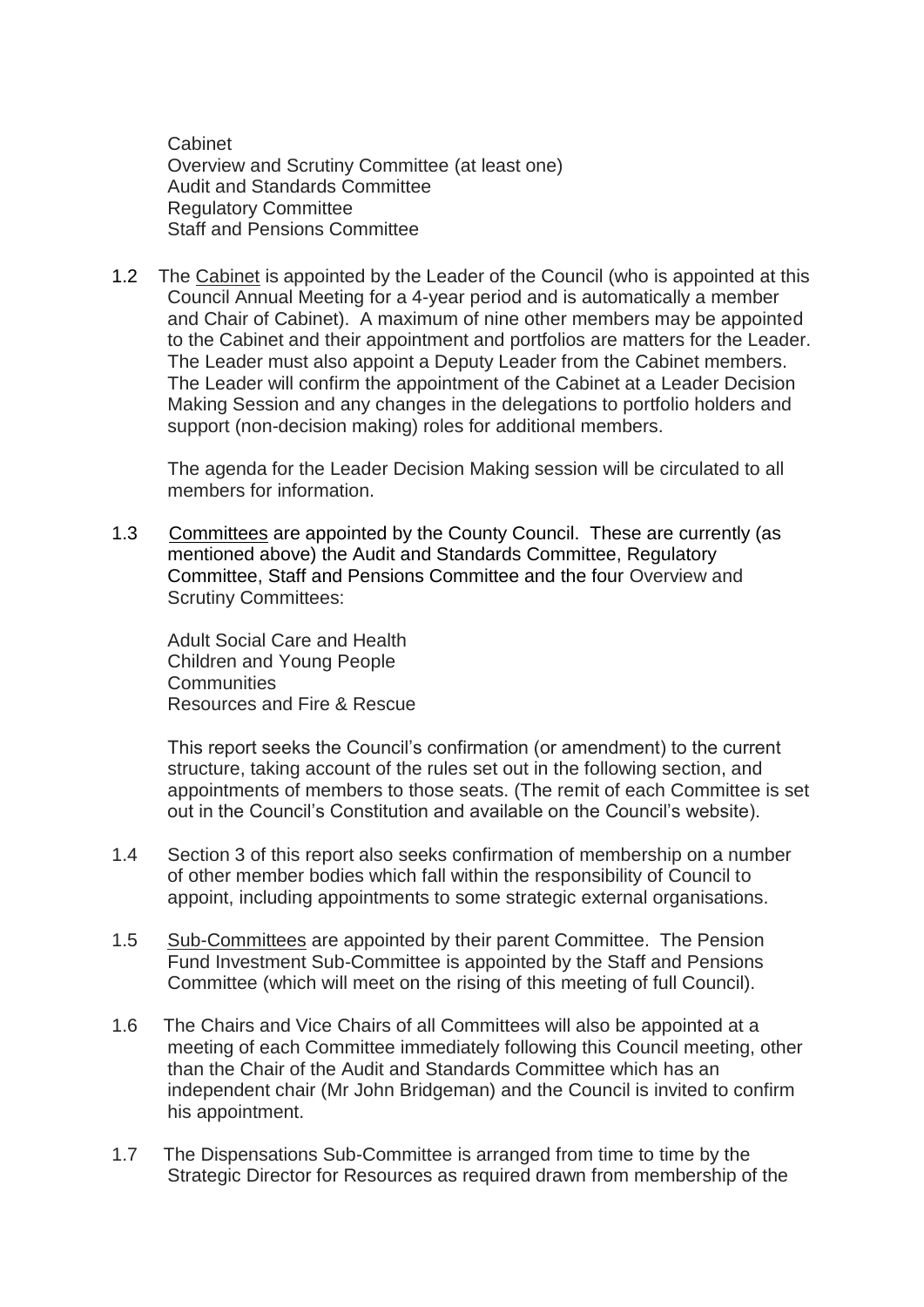Cabinet
Overview and Scrutiny Committee (at least one)
Audit and Standards Committee
Regulatory Committee
Staff and Pensions Committee

1.2 The Cabinet is appointed by the Leader of the Council (who is appointed at this Council Annual Meeting for a 4-year period and is automatically a member and Chair of Cabinet). A maximum of nine other members may be appointed to the Cabinet and their appointment and portfolios are matters for the Leader. The Leader must also appoint a Deputy Leader from the Cabinet members. The Leader will confirm the appointment of the Cabinet at a Leader Decision Making Session and any changes in the delegations to portfolio holders and support (non-decision making) roles for additional members.

The agenda for the Leader Decision Making session will be circulated to all members for information.

1.3 Committees are appointed by the County Council. These are currently (as mentioned above) the Audit and Standards Committee, Regulatory Committee, Staff and Pensions Committee and the four Overview and Scrutiny Committees:

Adult Social Care and Health
Children and Young People
Communities
Resources and Fire & Rescue

This report seeks the Council's confirmation (or amendment) to the current structure, taking account of the rules set out in the following section, and appointments of members to those seats. (The remit of each Committee is set out in the Council's Constitution and available on the Council's website).

1.4 Section 3 of this report also seeks confirmation of membership on a number of other member bodies which fall within the responsibility of Council to appoint, including appointments to some strategic external organisations.

1.5 Sub-Committees are appointed by their parent Committee. The Pension Fund Investment Sub-Committee is appointed by the Staff and Pensions Committee (which will meet on the rising of this meeting of full Council).

1.6 The Chairs and Vice Chairs of all Committees will also be appointed at a meeting of each Committee immediately following this Council meeting, other than the Chair of the Audit and Standards Committee which has an independent chair (Mr John Bridgeman) and the Council is invited to confirm his appointment.

1.7 The Dispensations Sub-Committee is arranged from time to time by the Strategic Director for Resources as required drawn from membership of the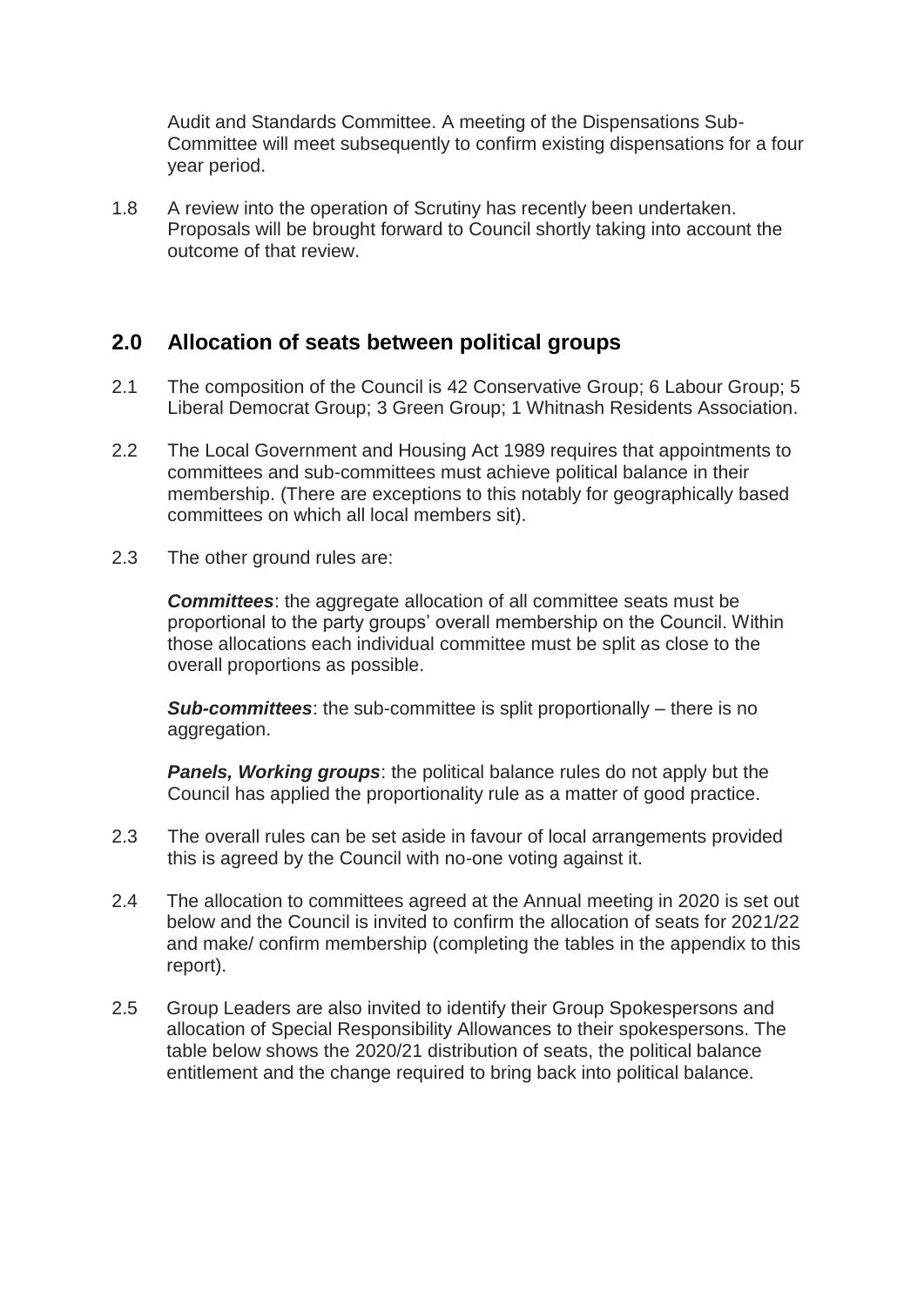Audit and Standards Committee. A meeting of the Dispensations Sub-Committee will meet subsequently to confirm existing dispensations for a four year period.

1.8 A review into the operation of Scrutiny has recently been undertaken. Proposals will be brought forward to Council shortly taking into account the outcome of that review.

## 2.0 Allocation of seats between political groups

2.1 The composition of the Council is 42 Conservative Group; 6 Labour Group; 5 Liberal Democrat Group; 3 Green Group; 1 Whitnash Residents Association.

2.2 The Local Government and Housing Act 1989 requires that appointments to committees and sub-committees must achieve political balance in their membership. (There are exceptions to this notably for geographically based committees on which all local members sit).

2.3 The other ground rules are:

***Committees***: the aggregate allocation of all committee seats must be proportional to the party groups' overall membership on the Council. Within those allocations each individual committee must be split as close to the overall proportions as possible.

***Sub-committees***: the sub-committee is split proportionally – there is no aggregation.

***Panels, Working groups***: the political balance rules do not apply but the Council has applied the proportionality rule as a matter of good practice.

2.3 The overall rules can be set aside in favour of local arrangements provided this is agreed by the Council with no-one voting against it.

2.4 The allocation to committees agreed at the Annual meeting in 2020 is set out below and the Council is invited to confirm the allocation of seats for 2021/22 and make/ confirm membership (completing the tables in the appendix to this report).

2.5 Group Leaders are also invited to identify their Group Spokespersons and allocation of Special Responsibility Allowances to their spokespersons. The table below shows the 2020/21 distribution of seats, the political balance entitlement and the change required to bring back into political balance.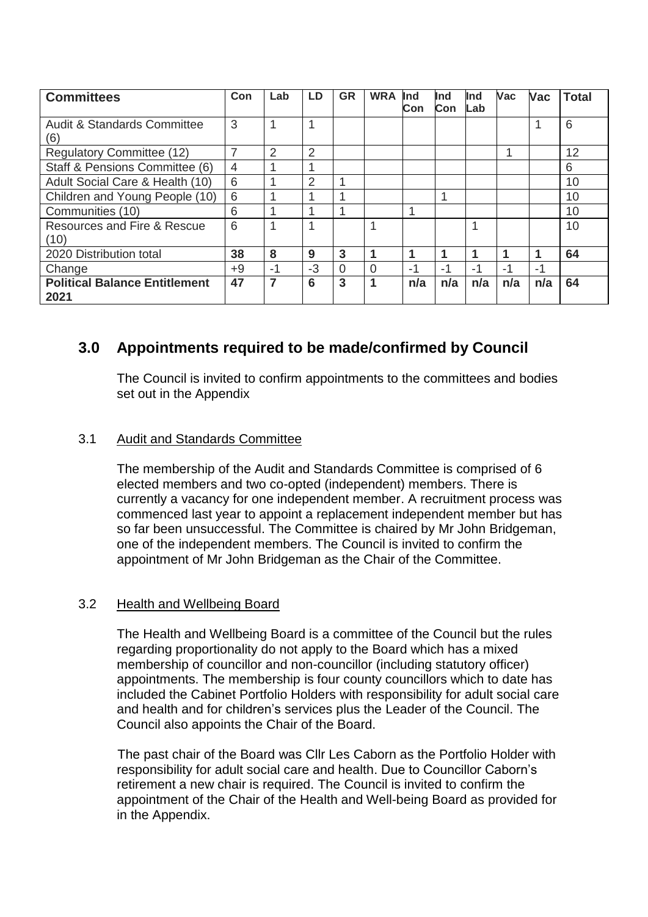| **Committees** | **Con** | **Lab** | **LD** | **GR** | **WRA** | **Ind Con** | **Ind Con** | **Ind Lab** | **Vac** | **Vac** | **Total** |
|---|---|---|---|---|---|---|---|---|---|---|---|
| Audit & Standards Committee (6) | 3 | 1 | 1 | | | | | | | 1 | 6 |
| Regulatory Committee (12) | 7 | 2 | 2 | | | | | | 1 | | 12 |
| Staff & Pensions Committee (6) | 4 | 1 | 1 | | | | | | | | 6 |
| Adult Social Care & Health (10) | 6 | 1 | 2 | 1 | | | | | | | 10 |
| Children and Young People (10) | 6 | 1 | 1 | 1 | | | 1 | | | | 10 |
| Communities (10) | 6 | 1 | 1 | 1 | | 1 | | | | | 10 |
| Resources and Fire & Rescue (10) | 6 | 1 | 1 | | 1 | | | 1 | | | 10 |
| 2020 Distribution total | **38** | **8** | **9** | **3** | **1** | **1** | **1** | **1** | **1** | **1** | **64** |
| Change | +9 | -1 | -3 | 0 | 0 | -1 | -1 | -1 | -1 | -1 | |
| **Political Balance Entitlement 2021** | **47** | **7** | **6** | **3** | **1** | **n/a** | **n/a** | **n/a** | **n/a** | **n/a** | **64** |

## 3.0 Appointments required to be made/confirmed by Council

The Council is invited to confirm appointments to the committees and bodies set out in the Appendix

### 3.1 Audit and Standards Committee

The membership of the Audit and Standards Committee is comprised of 6 elected members and two co-opted (independent) members. There is currently a vacancy for one independent member. A recruitment process was commenced last year to appoint a replacement independent member but has so far been unsuccessful. The Committee is chaired by Mr John Bridgeman, one of the independent members. The Council is invited to confirm the appointment of Mr John Bridgeman as the Chair of the Committee.

### 3.2 Health and Wellbeing Board

The Health and Wellbeing Board is a committee of the Council but the rules regarding proportionality do not apply to the Board which has a mixed membership of councillor and non-councillor (including statutory officer) appointments. The membership is four county councillors which to date has included the Cabinet Portfolio Holders with responsibility for adult social care and health and for children's services plus the Leader of the Council. The Council also appoints the Chair of the Board.

The past chair of the Board was Cllr Les Caborn as the Portfolio Holder with responsibility for adult social care and health. Due to Councillor Caborn's retirement a new chair is required. The Council is invited to confirm the appointment of the Chair of the Health and Well-being Board as provided for in the Appendix.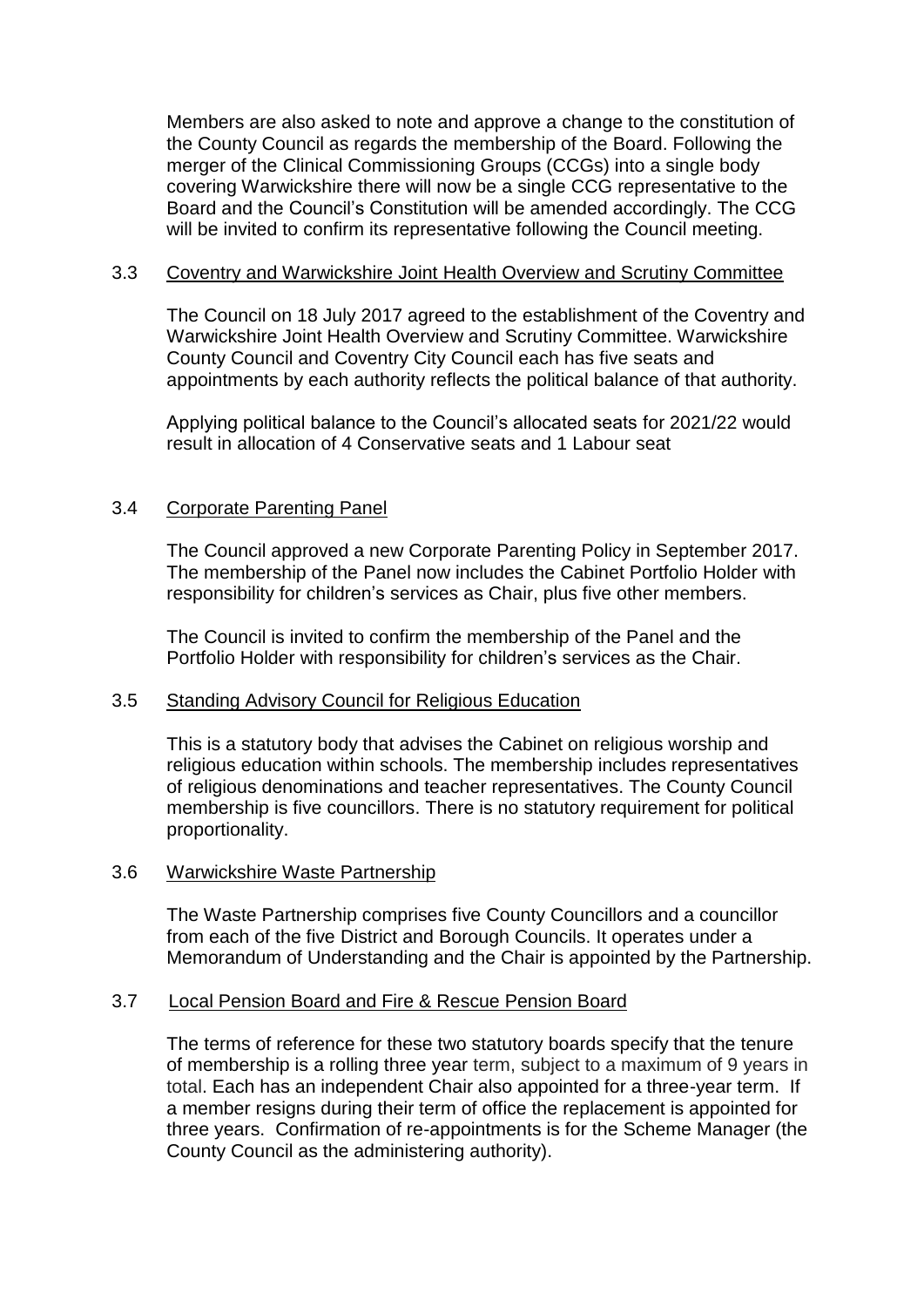Members are also asked to note and approve a change to the constitution of the County Council as regards the membership of the Board. Following the merger of the Clinical Commissioning Groups (CCGs) into a single body covering Warwickshire there will now be a single CCG representative to the Board and the Council's Constitution will be amended accordingly. The CCG will be invited to confirm its representative following the Council meeting.

### 3.3 Coventry and Warwickshire Joint Health Overview and Scrutiny Committee

The Council on 18 July 2017 agreed to the establishment of the Coventry and Warwickshire Joint Health Overview and Scrutiny Committee. Warwickshire County Council and Coventry City Council each has five seats and appointments by each authority reflects the political balance of that authority.

Applying political balance to the Council's allocated seats for 2021/22 would result in allocation of 4 Conservative seats and 1 Labour seat

### 3.4 Corporate Parenting Panel

The Council approved a new Corporate Parenting Policy in September 2017. The membership of the Panel now includes the Cabinet Portfolio Holder with responsibility for children's services as Chair, plus five other members.

The Council is invited to confirm the membership of the Panel and the Portfolio Holder with responsibility for children's services as the Chair.

### 3.5 Standing Advisory Council for Religious Education

This is a statutory body that advises the Cabinet on religious worship and religious education within schools. The membership includes representatives of religious denominations and teacher representatives. The County Council membership is five councillors. There is no statutory requirement for political proportionality.

### 3.6 Warwickshire Waste Partnership

The Waste Partnership comprises five County Councillors and a councillor from each of the five District and Borough Councils. It operates under a Memorandum of Understanding and the Chair is appointed by the Partnership.

### 3.7 Local Pension Board and Fire & Rescue Pension Board

The terms of reference for these two statutory boards specify that the tenure of membership is a rolling three year term, subject to a maximum of 9 years in total. Each has an independent Chair also appointed for a three-year term. If a member resigns during their term of office the replacement is appointed for three years. Confirmation of re-appointments is for the Scheme Manager (the County Council as the administering authority).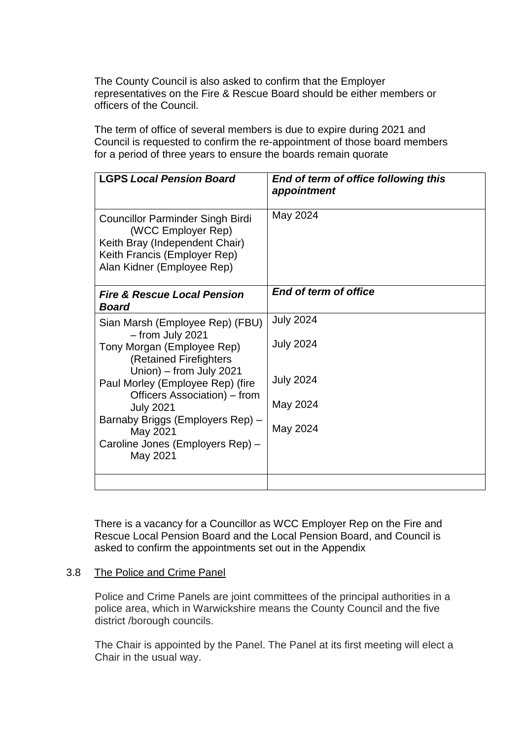The County Council is also asked to confirm that the Employer representatives on the Fire & Rescue Board should be either members or officers of the Council.

The term of office of several members is due to expire during 2021 and Council is requested to confirm the re-appointment of those board members for a period of three years to ensure the boards remain quorate

| **LGPS *Local Pension Board*** | ***End of term of office following this appointment*** |
|---|---|
| Councillor Parminder Singh Birdi (WCC Employer Rep)<br>Keith Bray (Independent Chair)<br>Keith Francis (Employer Rep)<br>Alan Kidner (Employee Rep) | May 2024 |
| ***Fire & Rescue Local Pension Board*** | ***End of term of office*** |
| Sian Marsh (Employee Rep) (FBU) – from July 2021 | July 2024 |
| Tony Morgan (Employee Rep) (Retained Firefighters Union) – from July 2021 | July 2024 |
| Paul Morley (Employee Rep) (fire Officers Association) – from July 2021 | July 2024 |
| Barnaby Briggs (Employers Rep) – May 2021 | May 2024 |
| Caroline Jones (Employers Rep) – May 2021 | May 2024 |
| | |

There is a vacancy for a Councillor as WCC Employer Rep on the Fire and Rescue Local Pension Board and the Local Pension Board, and Council is asked to confirm the appointments set out in the Appendix

3.8 The Police and Crime Panel

Police and Crime Panels are joint committees of the principal authorities in a police area, which in Warwickshire means the County Council and the five district /borough councils.

The Chair is appointed by the Panel. The Panel at its first meeting will elect a Chair in the usual way.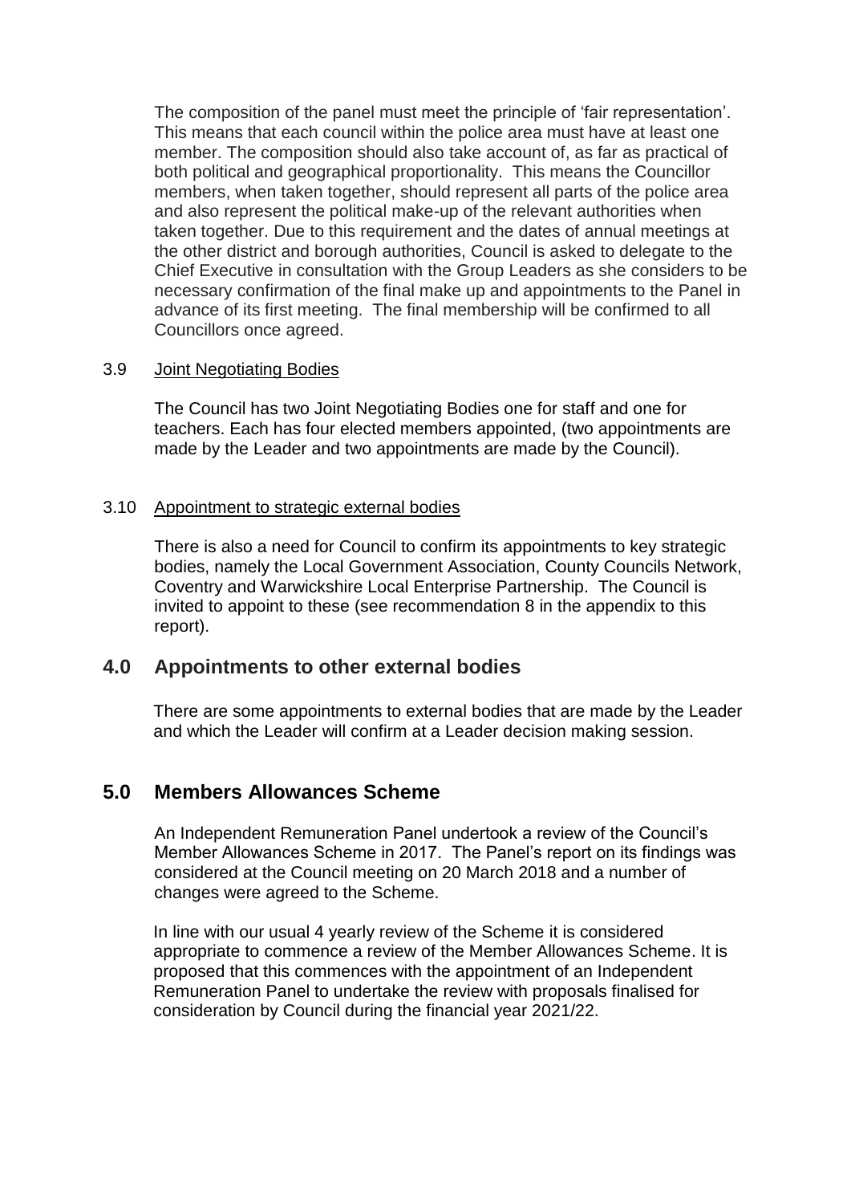The composition of the panel must meet the principle of 'fair representation'. This means that each council within the police area must have at least one member. The composition should also take account of, as far as practical of both political and geographical proportionality. This means the Councillor members, when taken together, should represent all parts of the police area and also represent the political make-up of the relevant authorities when taken together. Due to this requirement and the dates of annual meetings at the other district and borough authorities, Council is asked to delegate to the Chief Executive in consultation with the Group Leaders as she considers to be necessary confirmation of the final make up and appointments to the Panel in advance of its first meeting. The final membership will be confirmed to all Councillors once agreed.

### 3.9 Joint Negotiating Bodies

The Council has two Joint Negotiating Bodies one for staff and one for teachers. Each has four elected members appointed, (two appointments are made by the Leader and two appointments are made by the Council).

### 3.10 Appointment to strategic external bodies

There is also a need for Council to confirm its appointments to key strategic bodies, namely the Local Government Association, County Councils Network, Coventry and Warwickshire Local Enterprise Partnership. The Council is invited to appoint to these (see recommendation 8 in the appendix to this report).

## 4.0 Appointments to other external bodies

There are some appointments to external bodies that are made by the Leader and which the Leader will confirm at a Leader decision making session.

## 5.0 Members Allowances Scheme

An Independent Remuneration Panel undertook a review of the Council's Member Allowances Scheme in 2017. The Panel's report on its findings was considered at the Council meeting on 20 March 2018 and a number of changes were agreed to the Scheme.

In line with our usual 4 yearly review of the Scheme it is considered appropriate to commence a review of the Member Allowances Scheme. It is proposed that this commences with the appointment of an Independent Remuneration Panel to undertake the review with proposals finalised for consideration by Council during the financial year 2021/22.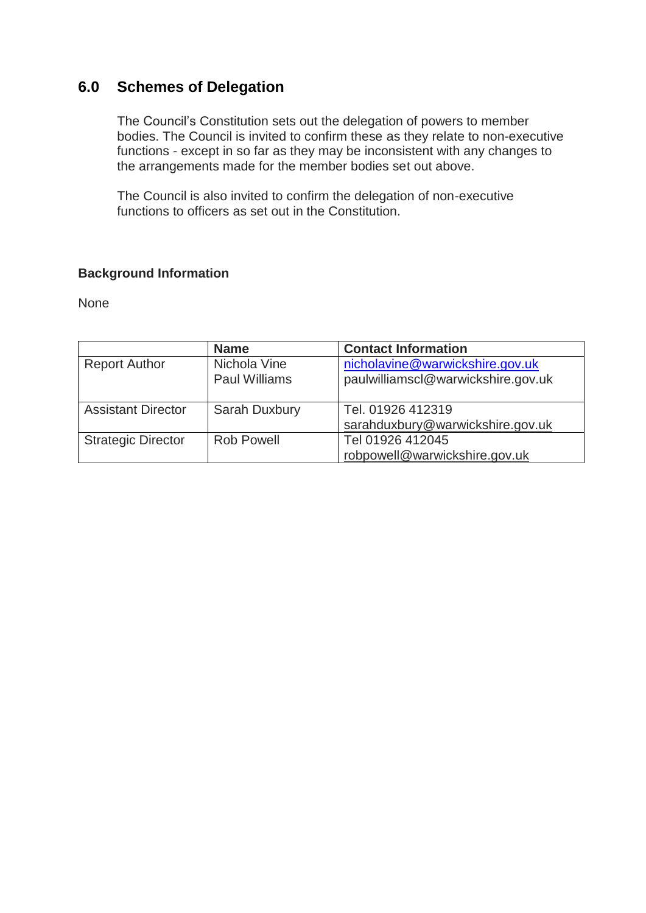## 6.0 Schemes of Delegation

The Council's Constitution sets out the delegation of powers to member bodies. The Council is invited to confirm these as they relate to non-executive functions - except in so far as they may be inconsistent with any changes to the arrangements made for the member bodies set out above.

The Council is also invited to confirm the delegation of non-executive functions to officers as set out in the Constitution.

**Background Information**

None

| | Name | Contact Information |
|---|---|---|
| Report Author | Nichola Vine<br>Paul Williams | nicholavine@warwickshire.gov.uk<br>paulwilliamscl@warwickshire.gov.uk |
| Assistant Director | Sarah Duxbury | Tel. 01926 412319<br>sarahduxbury@warwickshire.gov.uk |
| Strategic Director | Rob Powell | Tel 01926 412045<br>robpowell@warwickshire.gov.uk |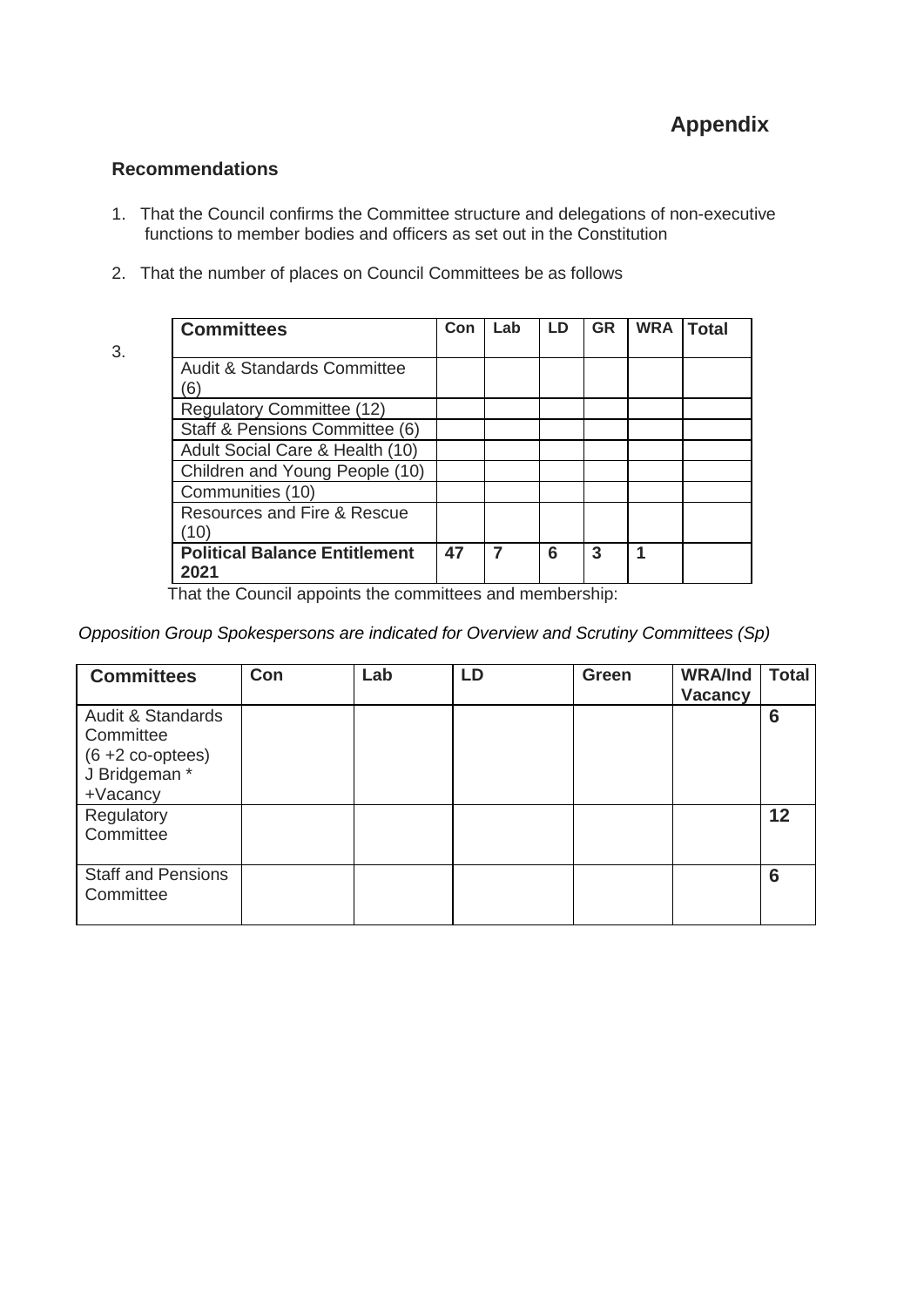**Appendix**

## Recommendations

1. That the Council confirms the Committee structure and delegations of non-executive functions to member bodies and officers as set out in the Constitution

2. That the number of places on Council Committees be as follows

3.

| Committees | Con | Lab | LD | GR | WRA | Total |
|---|---|---|---|---|---|---|
| Audit & Standards Committee (6) | | | | | | |
| Regulatory Committee (12) | | | | | | |
| Staff & Pensions Committee (6) | | | | | | |
| Adult Social Care & Health (10) | | | | | | |
| Children and Young People (10) | | | | | | |
| Communities (10) | | | | | | |
| Resources and Fire & Rescue (10) | | | | | | |
| **Political Balance Entitlement 2021** | **47** | **7** | **6** | **3** | **1** | |

That the Council appoints the committees and membership:

*Opposition Group Spokespersons are indicated for Overview and Scrutiny Committees (Sp)*

| Committees | Con | Lab | LD | Green | WRA/Ind Vacancy | Total |
|---|---|---|---|---|---|---|
| Audit & Standards Committee (6 +2 co-optees) J Bridgeman * +Vacancy | | | | | | **6** |
| Regulatory Committee | | | | | | **12** |
| Staff and Pensions Committee | | | | | | **6** |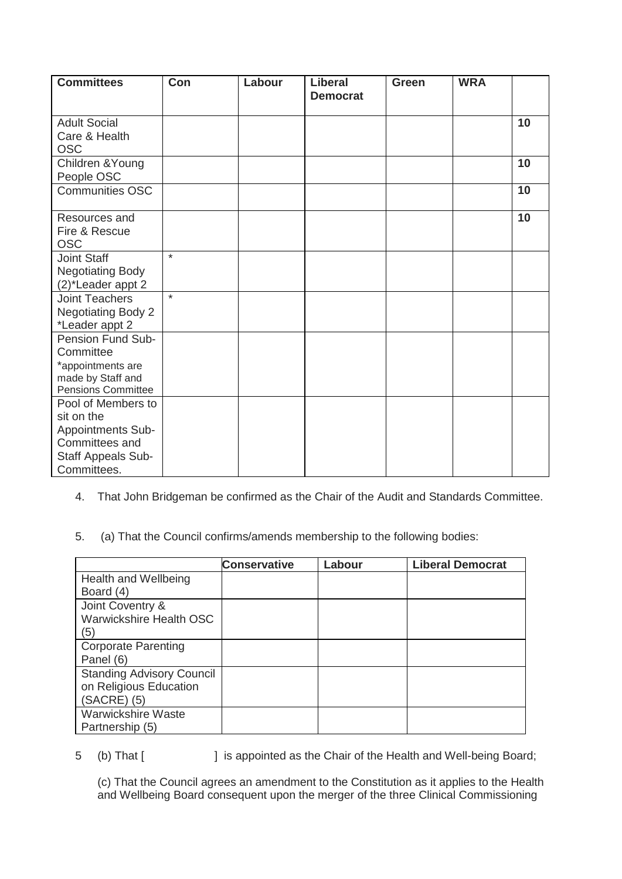| Committees | Con | Labour | Liberal Democrat | Green | WRA | |
|---|---|---|---|---|---|---|
| Adult Social Care & Health OSC | | | | | | 10 |
| Children &Young People OSC | | | | | | 10 |
| Communities OSC | | | | | | 10 |
| Resources and Fire & Rescue OSC | | | | | | 10 |
| Joint Staff Negotiating Body (2)*Leader appt 2 | * | | | | | |
| Joint Teachers Negotiating Body 2 *Leader appt 2 | * | | | | | |
| Pension Fund Sub-Committee *appointments are made by Staff and Pensions Committee | | | | | | |
| Pool of Members to sit on the Appointments Sub-Committees and Staff Appeals Sub-Committees. | | | | | | |

4. That John Bridgeman be confirmed as the Chair of the Audit and Standards Committee.

5. (a) That the Council confirms/amends membership to the following bodies:

| | Conservative | Labour | Liberal Democrat |
|---|---|---|---|
| Health and Wellbeing Board (4) | | | |
| Joint Coventry & Warwickshire Health OSC (5) | | | |
| Corporate Parenting Panel (6) | | | |
| Standing Advisory Council on Religious Education (SACRE) (5) | | | |
| Warwickshire Waste Partnership (5) | | | |

5 (b) That [ ] is appointed as the Chair of the Health and Well-being Board;

(c) That the Council agrees an amendment to the Constitution as it applies to the Health and Wellbeing Board consequent upon the merger of the three Clinical Commissioning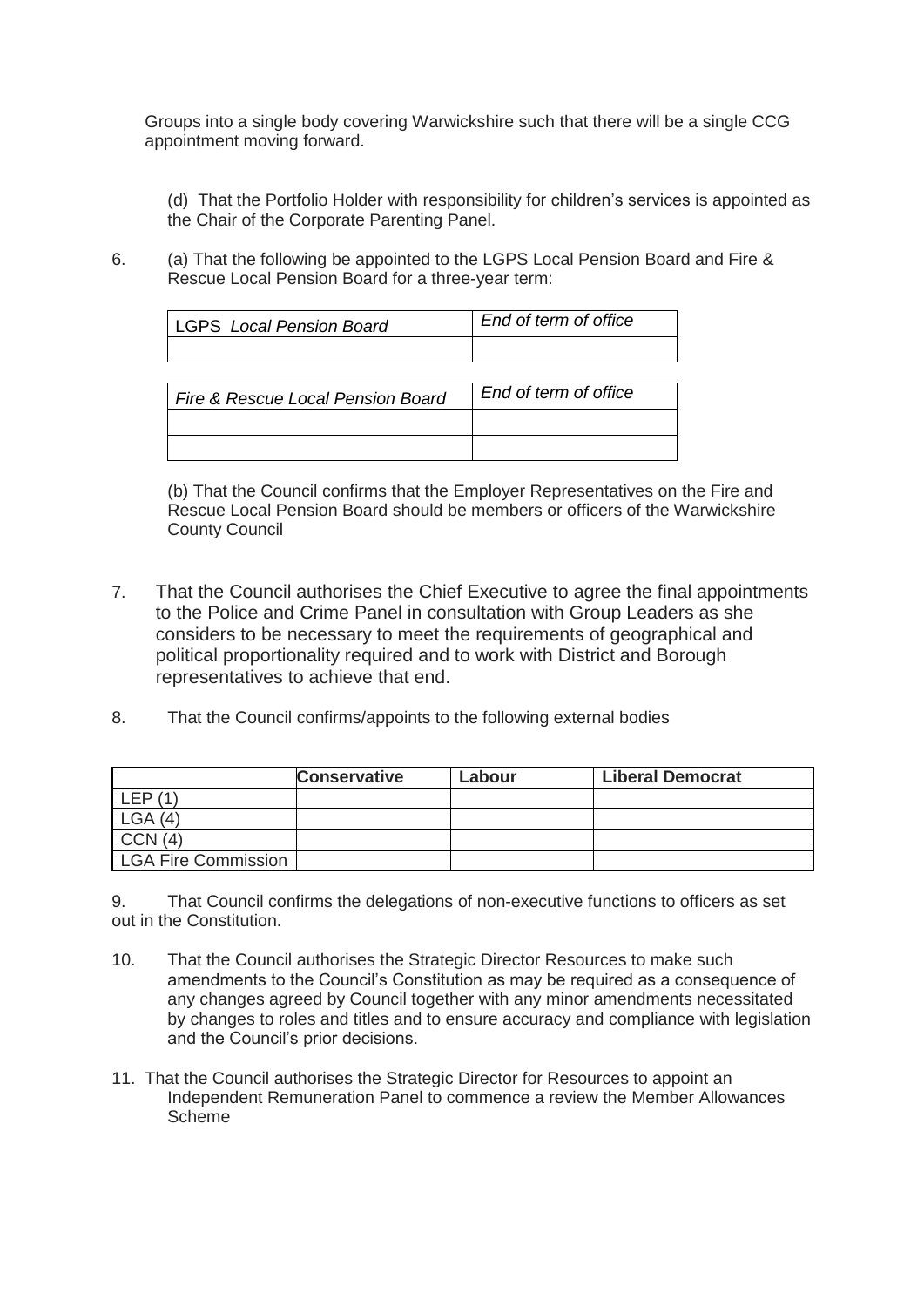Groups into a single body covering Warwickshire such that there will be a single CCG appointment moving forward.

(d) That the Portfolio Holder with responsibility for children's services is appointed as the Chair of the Corporate Parenting Panel.

6. (a) That the following be appointed to the LGPS Local Pension Board and Fire & Rescue Local Pension Board for a three-year term:

| LGPS *Local Pension Board* | *End of term of office* |
|---|---|
| | |

| *Fire & Rescue Local Pension Board* | *End of term of office* |
|---|---|
| | |
| | |

(b) That the Council confirms that the Employer Representatives on the Fire and Rescue Local Pension Board should be members or officers of the Warwickshire County Council

7. That the Council authorises the Chief Executive to agree the final appointments to the Police and Crime Panel in consultation with Group Leaders as she considers to be necessary to meet the requirements of geographical and political proportionality required and to work with District and Borough representatives to achieve that end.

8. That the Council confirms/appoints to the following external bodies

| | **Conservative** | **Labour** | **Liberal Democrat** |
|---|---|---|---|
| LEP (1) | | | |
| LGA (4) | | | |
| CCN (4) | | | |
| LGA Fire Commission | | | |

9. That Council confirms the delegations of non-executive functions to officers as set out in the Constitution.

10. That the Council authorises the Strategic Director Resources to make such amendments to the Council's Constitution as may be required as a consequence of any changes agreed by Council together with any minor amendments necessitated by changes to roles and titles and to ensure accuracy and compliance with legislation and the Council's prior decisions.

11. That the Council authorises the Strategic Director for Resources to appoint an Independent Remuneration Panel to commence a review the Member Allowances Scheme